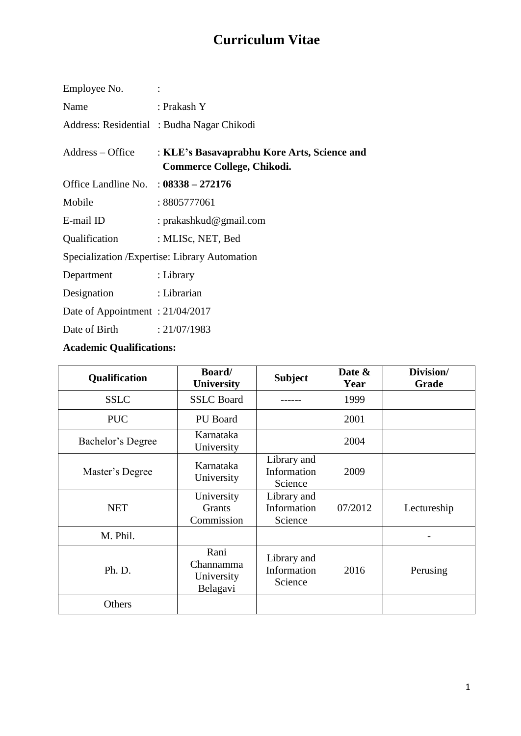# Curriculum Vitae

Employee No. :

Name : Prakash Y

Address: Residential : Budha Nagar Chikodi

Address – Office : **KLE's Basavaprabhu Kore Arts, Science and Commerce College, Chikodi.**

Office Landline No. : **08338 – 272176**

Mobile : 8805777061

E-mail ID : prakashkud@gmail.com

Qualification : MLISc, NET, Bed

Specialization /Expertise: Library Automation

Department : Library

Designation : Librarian

Date of Appointment : 21/04/2017

Date of Birth : 21/07/1983

**Academic Qualifications:**

| Qualification | Board/ University | Subject | Date & Year | Division/ Grade |
|---|---|---|---|---|
| SSLC | SSLC Board | ------ | 1999 | |
| PUC | PU Board | | 2001 | |
| Bachelor's Degree | Karnataka University | | 2004 | |
| Master's Degree | Karnataka University | Library and Information Science | 2009 | |
| NET | University Grants Commission | Library and Information Science | 07/2012 | Lectureship |
| M. Phil. | | | | - |
| Ph. D. | Rani Channamma University Belagavi | Library and Information Science | 2016 | Perusing |
| Others | | | | |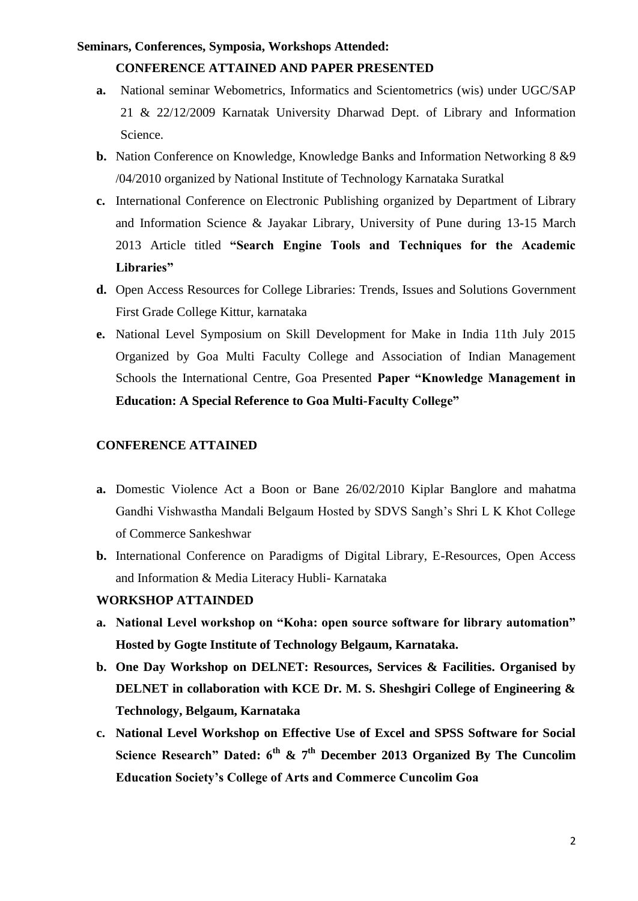**Seminars, Conferences, Symposia, Workshops Attended:**

**CONFERENCE ATTAINED AND PAPER PRESENTED**

- **a.** National seminar Webometrics, Informatics and Scientometrics (wis) under UGC/SAP 21 & 22/12/2009 Karnatak University Dharwad Dept. of Library and Information Science.
- **b.** Nation Conference on Knowledge, Knowledge Banks and Information Networking 8 &9 /04/2010 organized by National Institute of Technology Karnataka Suratkal
- **c.** International Conference on Electronic Publishing organized by Department of Library and Information Science & Jayakar Library, University of Pune during 13-15 March 2013 Article titled **"Search Engine Tools and Techniques for the Academic Libraries"**
- **d.** Open Access Resources for College Libraries: Trends, Issues and Solutions Government First Grade College Kittur, karnataka
- **e.** National Level Symposium on Skill Development for Make in India 11th July 2015 Organized by Goa Multi Faculty College and Association of Indian Management Schools the International Centre, Goa Presented **Paper "Knowledge Management in Education: A Special Reference to Goa Multi-Faculty College"**

**CONFERENCE ATTAINED**

- **a.** Domestic Violence Act a Boon or Bane 26/02/2010 Kiplar Banglore and mahatma Gandhi Vishwastha Mandali Belgaum Hosted by SDVS Sangh's Shri L K Khot College of Commerce Sankeshwar
- **b.** International Conference on Paradigms of Digital Library, E-Resources, Open Access and Information & Media Literacy Hubli- Karnataka

**WORKSHOP ATTAINDED**

- **a. National Level workshop on "Koha: open source software for library automation" Hosted by Gogte Institute of Technology Belgaum, Karnataka.**
- **b. One Day Workshop on DELNET: Resources, Services & Facilities. Organised by DELNET in collaboration with KCE Dr. M. S. Sheshgiri College of Engineering & Technology, Belgaum, Karnataka**
- **c. National Level Workshop on Effective Use of Excel and SPSS Software for Social Science Research" Dated: 6th & 7th December 2013 Organized By The Cuncolim Education Society's College of Arts and Commerce Cuncolim Goa**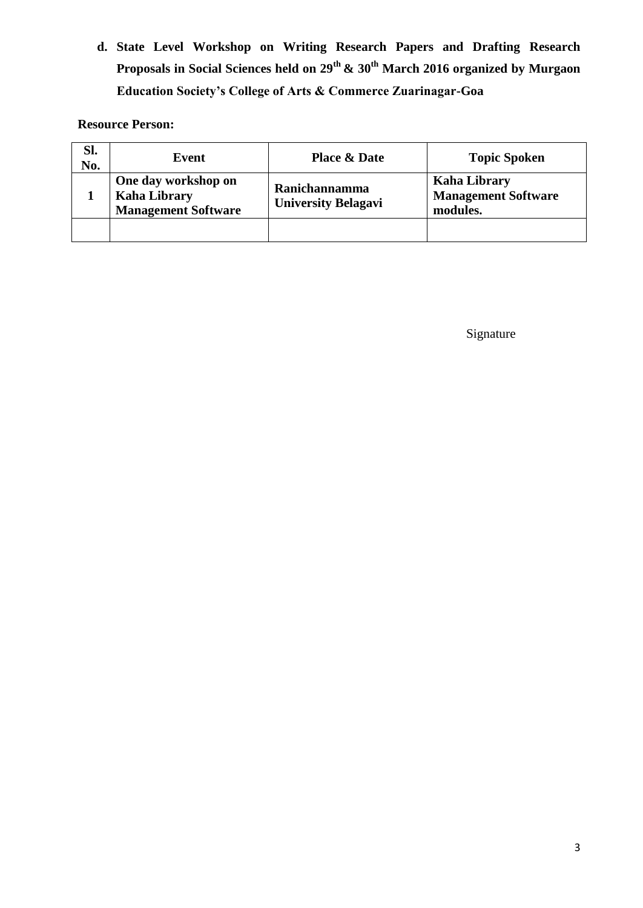d. **State Level Workshop on Writing Research Papers and Drafting Research Proposals in Social Sciences held on 29th & 30th March 2016 organized by Murgaon Education Society's College of Arts & Commerce Zuarinagar-Goa**

**Resource Person:**

| Sl. No. | Event | Place & Date | Topic Spoken |
|---|---|---|---|
| 1 | One day workshop on Kaha Library Management Software | Ranichannamma University Belagavi | Kaha Library Management Software modules. |
| | | | |

Signature